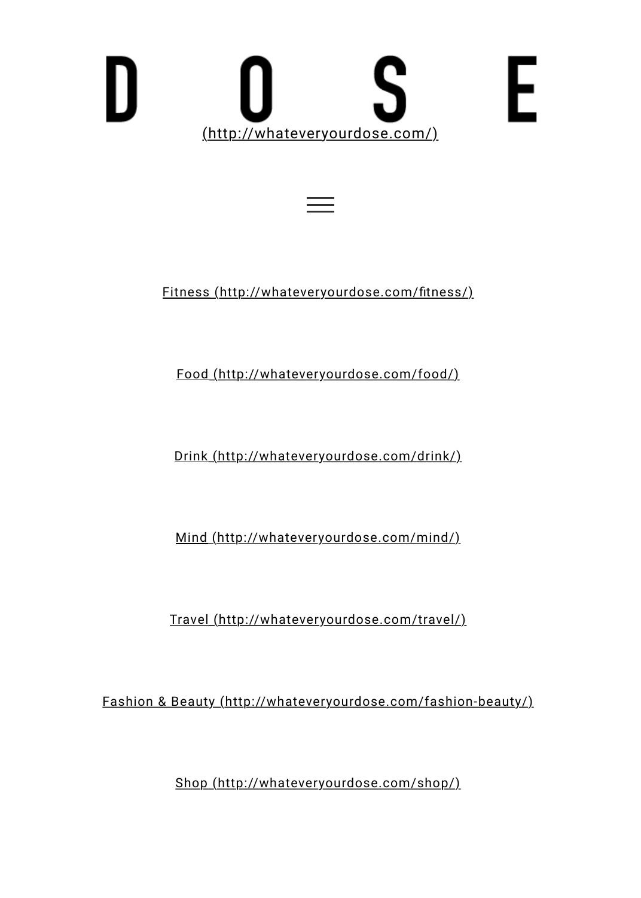# D O S E

(http://whateveryourdose.com/)

Fitness (http://whateveryourdose.com/fitness/)

Food (http://whateveryourdose.com/food/)

Drink (http://whateveryourdose.com/drink/)

Mind (http://whateveryourdose.com/mind/)

Travel (http://whateveryourdose.com/travel/)

Fashion & Beauty (http://whateveryourdose.com/fashion-beauty/)

Shop (http://whateveryourdose.com/shop/)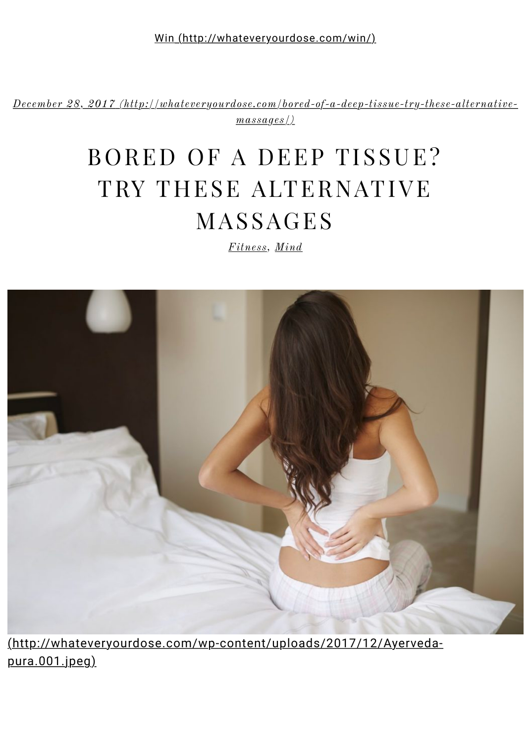Win (http://whateveryourdose.com/win/)

*December 28, 2017 (http://whateveryourdose.com/bored-of-a-deep-tissue-try-these-alternative-massages/)*

# BORED OF A DEEP TISSUE? TRY THESE ALTERNATIVE MASSAGES

*Fitness, Mind*

(http://whateveryourdose.com/wp-content/uploads/2017/12/Ayerveda-pura.001.jpeg)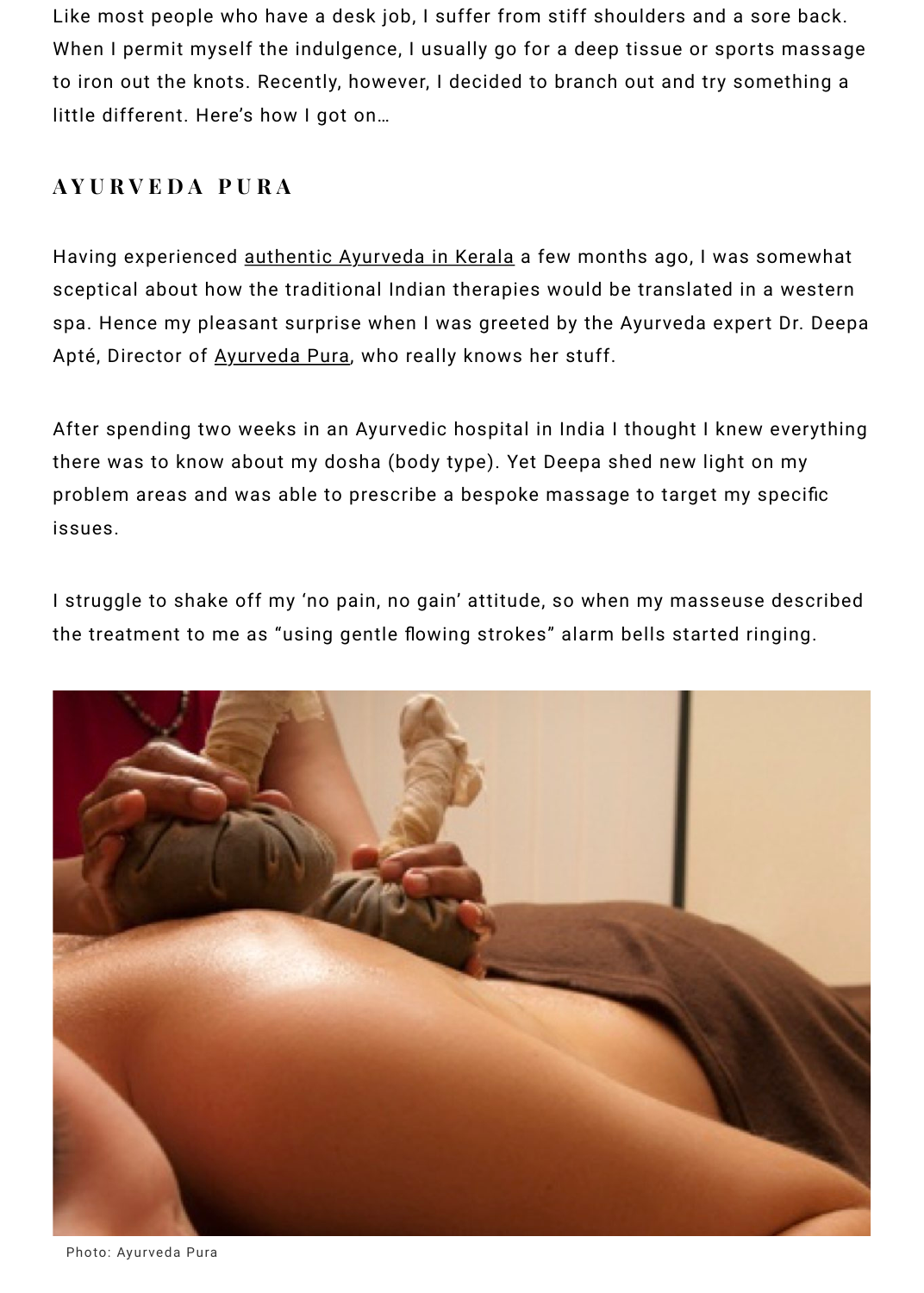Like most people who have a desk job, I suffer from stiff shoulders and a sore back. When I permit myself the indulgence, I usually go for a deep tissue or sports massage to iron out the knots. Recently, however, I decided to branch out and try something a little different. Here's how I got on…

## AYURVEDA PURA

Having experienced authentic Ayurveda in Kerala a few months ago, I was somewhat sceptical about how the traditional Indian therapies would be translated in a western spa. Hence my pleasant surprise when I was greeted by the Ayurveda expert Dr. Deepa Apté, Director of Ayurveda Pura, who really knows her stuff.

After spending two weeks in an Ayurvedic hospital in India I thought I knew everything there was to know about my dosha (body type). Yet Deepa shed new light on my problem areas and was able to prescribe a bespoke massage to target my specific issues.

I struggle to shake off my 'no pain, no gain' attitude, so when my masseuse described the treatment to me as "using gentle flowing strokes" alarm bells started ringing.

Photo: Ayurveda Pura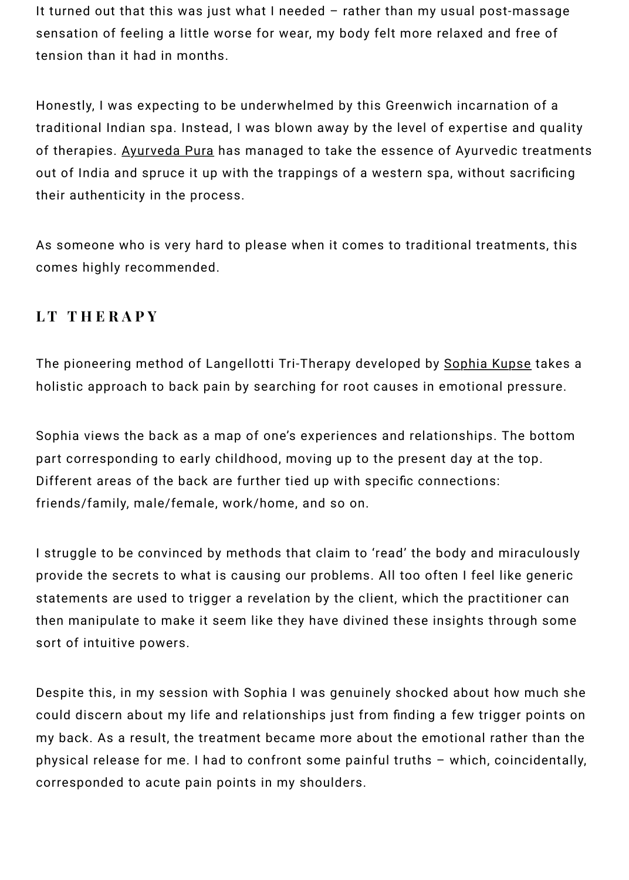It turned out that this was just what I needed – rather than my usual post-massage sensation of feeling a little worse for wear, my body felt more relaxed and free of tension than it had in months.

Honestly, I was expecting to be underwhelmed by this Greenwich incarnation of a traditional Indian spa. Instead, I was blown away by the level of expertise and quality of therapies. Ayurveda Pura has managed to take the essence of Ayurvedic treatments out of India and spruce it up with the trappings of a western spa, without sacrificing their authenticity in the process.

As someone who is very hard to please when it comes to traditional treatments, this comes highly recommended.

## LT THERAPY

The pioneering method of Langellotti Tri-Therapy developed by Sophia Kupse takes a holistic approach to back pain by searching for root causes in emotional pressure.

Sophia views the back as a map of one's experiences and relationships. The bottom part corresponding to early childhood, moving up to the present day at the top. Different areas of the back are further tied up with specific connections: friends/family, male/female, work/home, and so on.

I struggle to be convinced by methods that claim to 'read' the body and miraculously provide the secrets to what is causing our problems. All too often I feel like generic statements are used to trigger a revelation by the client, which the practitioner can then manipulate to make it seem like they have divined these insights through some sort of intuitive powers.

Despite this, in my session with Sophia I was genuinely shocked about how much she could discern about my life and relationships just from finding a few trigger points on my back. As a result, the treatment became more about the emotional rather than the physical release for me. I had to confront some painful truths – which, coincidentally, corresponded to acute pain points in my shoulders.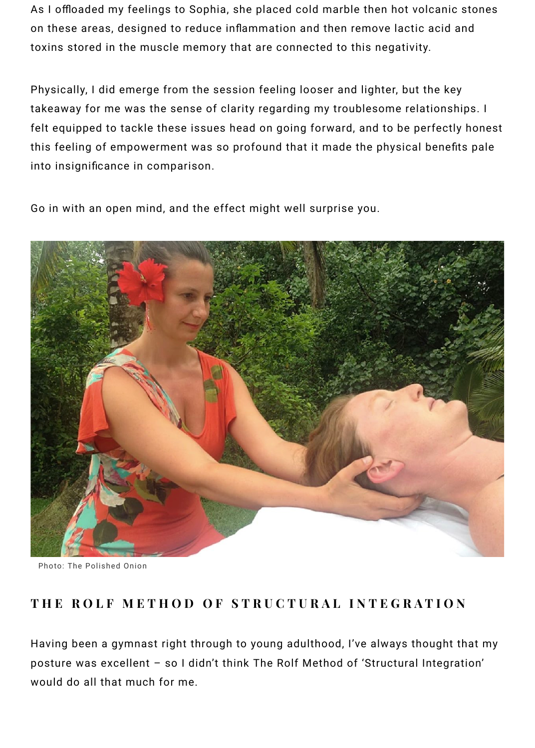As I offloaded my feelings to Sophia, she placed cold marble then hot volcanic stones on these areas, designed to reduce inflammation and then remove lactic acid and toxins stored in the muscle memory that are connected to this negativity.

Physically, I did emerge from the session feeling looser and lighter, but the key takeaway for me was the sense of clarity regarding my troublesome relationships. I felt equipped to tackle these issues head on going forward, and to be perfectly honest this feeling of empowerment was so profound that it made the physical benefits pale into insignificance in comparison.

Go in with an open mind, and the effect might well surprise you.

Photo: The Polished Onion

## THE ROLF METHOD OF STRUCTURAL INTEGRATION

Having been a gymnast right through to young adulthood, I've always thought that my posture was excellent – so I didn't think The Rolf Method of 'Structural Integration' would do all that much for me.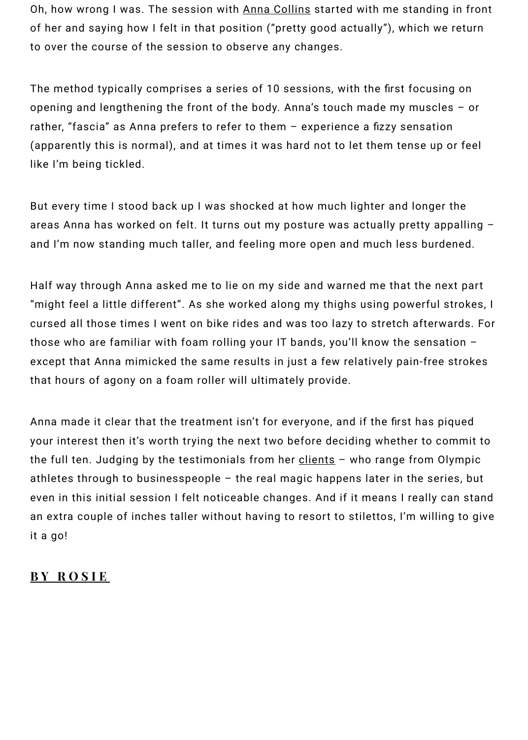Oh, how wrong I was. The session with Anna Collins started with me standing in front of her and saying how I felt in that position ("pretty good actually"), which we return to over the course of the session to observe any changes.

The method typically comprises a series of 10 sessions, with the first focusing on opening and lengthening the front of the body. Anna's touch made my muscles – or rather, "fascia" as Anna prefers to refer to them – experience a fizzy sensation (apparently this is normal), and at times it was hard not to let them tense up or feel like I'm being tickled.

But every time I stood back up I was shocked at how much lighter and longer the areas Anna has worked on felt. It turns out my posture was actually pretty appalling – and I'm now standing much taller, and feeling more open and much less burdened.

Half way through Anna asked me to lie on my side and warned me that the next part "might feel a little different". As she worked along my thighs using powerful strokes, I cursed all those times I went on bike rides and was too lazy to stretch afterwards. For those who are familiar with foam rolling your IT bands, you'll know the sensation – except that Anna mimicked the same results in just a few relatively pain-free strokes that hours of agony on a foam roller will ultimately provide.

Anna made it clear that the treatment isn't for everyone, and if the first has piqued your interest then it's worth trying the next two before deciding whether to commit to the full ten. Judging by the testimonials from her clients – who range from Olympic athletes through to businesspeople – the real magic happens later in the series, but even in this initial session I felt noticeable changes. And if it means I really can stand an extra couple of inches taller without having to resort to stilettos, I'm willing to give it a go!

**BY ROSIE**